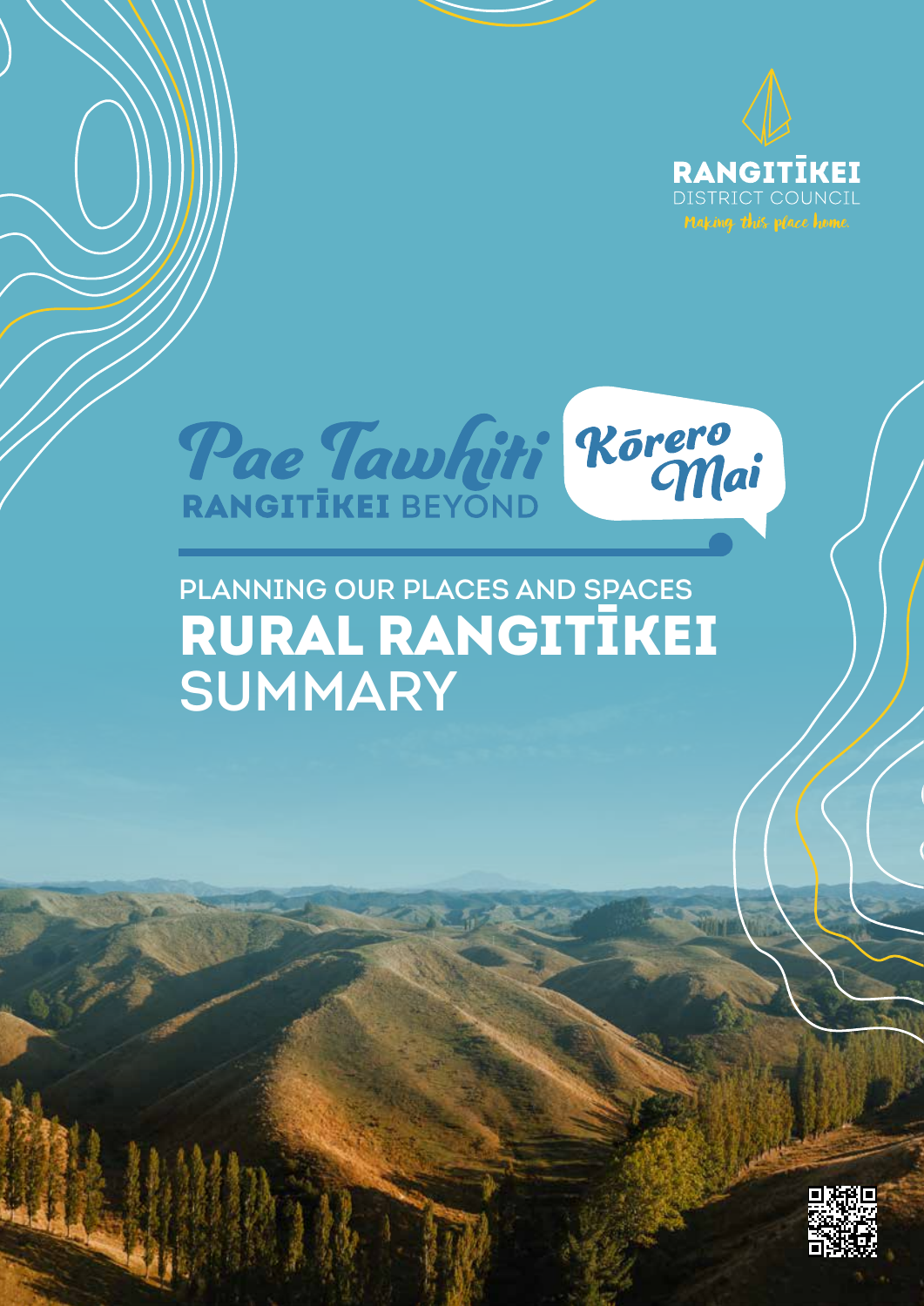RANGITĪKEI
DISTRICT COUNCIL
Making this place home.

# Pae Tawhiti Kōrero Mai

RANGITĪKEI BEYOND

## PLANNING OUR PLACES AND SPACES

# RURAL RANGITĪKEI SUMMARY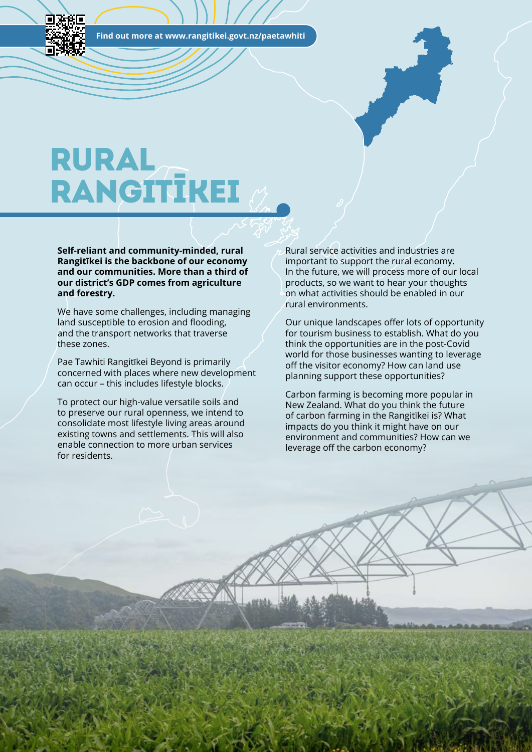Find out more at www.rangitikei.govt.nz/paetawhiti

# RURAL RANGITĪKEI

**Self-reliant and community-minded, rural Rangitīkei is the backbone of our economy and our communities. More than a third of our district's GDP comes from agriculture and forestry.**

We have some challenges, including managing land susceptible to erosion and flooding, and the transport networks that traverse these zones.

Pae Tawhiti Rangitīkei Beyond is primarily concerned with places where new development can occur – this includes lifestyle blocks.

To protect our high-value versatile soils and to preserve our rural openness, we intend to consolidate most lifestyle living areas around existing towns and settlements. This will also enable connection to more urban services for residents.

Rural service activities and industries are important to support the rural economy. In the future, we will process more of our local products, so we want to hear your thoughts on what activities should be enabled in our rural environments.

Our unique landscapes offer lots of opportunity for tourism business to establish. What do you think the opportunities are in the post-Covid world for those businesses wanting to leverage off the visitor economy? How can land use planning support these opportunities?

Carbon farming is becoming more popular in New Zealand. What do you think the future of carbon farming in the Rangitīkei is? What impacts do you think it might have on our environment and communities? How can we leverage off the carbon economy?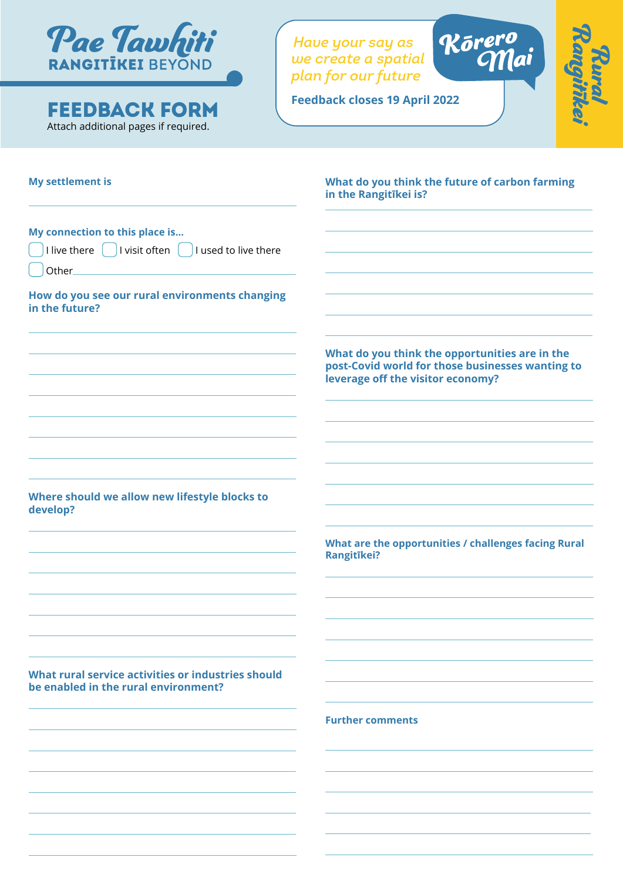**Pae Tawhiti**
**RANGITĪKEI BEYOND**

# FEEDBACK FORM

Attach additional pages if required.

*Have your say as we create a spatial plan for our future*

**Kōrero Mai**

**Feedback closes 19 April 2022**

**Rural Rangitīkei**

**My settlement is**

______________________________

**My connection to this place is...**

- [ ] I live there
- [ ] I visit often
- [ ] I used to live there
- [ ] Other______________________

**How do you see our rural environments changing in the future?**

______________________________

**Where should we allow new lifestyle blocks to develop?**

______________________________

**What rural service activities or industries should be enabled in the rural environment?**

______________________________

**What do you think the future of carbon farming in the Rangitīkei is?**

______________________________

**What do you think the opportunities are in the post-Covid world for those businesses wanting to leverage off the visitor economy?**

______________________________

**What are the opportunities / challenges facing Rural Rangitīkei?**

______________________________

**Further comments**

______________________________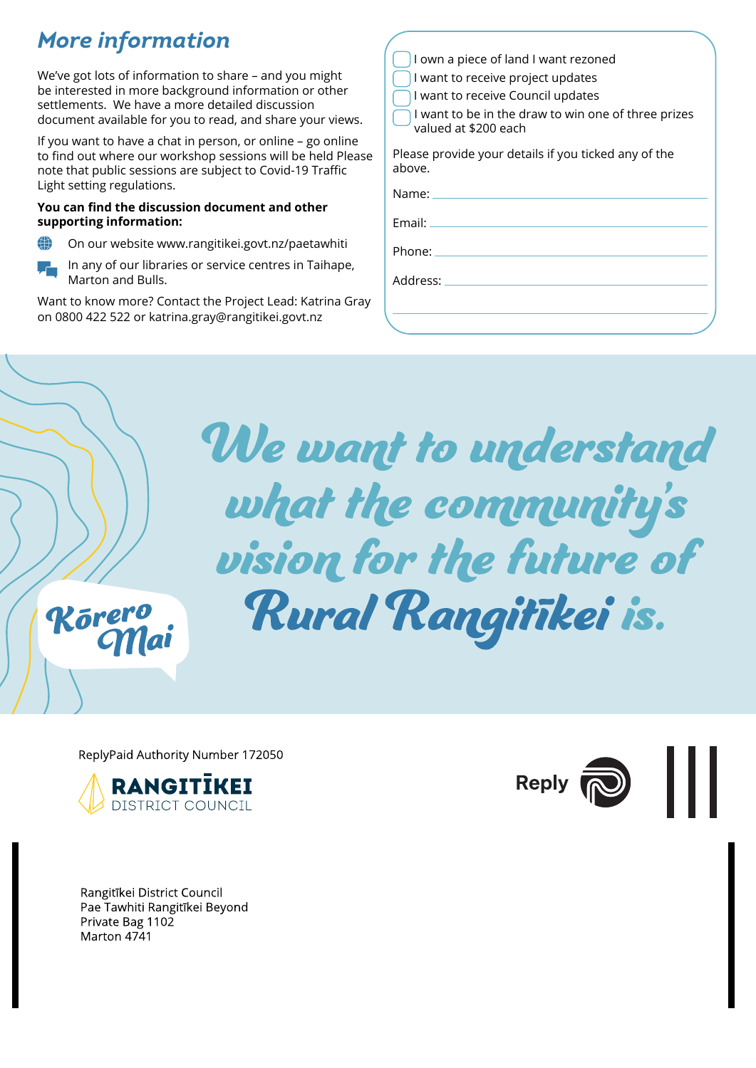## More information

We've got lots of information to share – and you might be interested in more background information or other settlements. We have a more detailed discussion document available for you to read, and share your views.

If you want to have a chat in person, or online – go online to find out where our workshop sessions will be held Please note that public sessions are subject to Covid-19 Traffic Light setting regulations.

**You can find the discussion document and other supporting information:**

- On our website www.rangitikei.govt.nz/paetawhiti
- In any of our libraries or service centres in Taihape, Marton and Bulls.

Want to know more? Contact the Project Lead: Katrina Gray on 0800 422 522 or katrina.gray@rangitikei.govt.nz

- [ ] I own a piece of land I want rezoned
- [ ] I want to receive project updates
- [ ] I want to receive Council updates
- [ ] I want to be in the draw to win one of three prizes valued at $200 each

Please provide your details if you ticked any of the above.

Name: \_\_\_\_\_\_\_\_\_\_\_\_\_\_\_\_\_\_\_\_

Email: \_\_\_\_\_\_\_\_\_\_\_\_\_\_\_\_\_\_\_\_

Phone: \_\_\_\_\_\_\_\_\_\_\_\_\_\_\_\_\_\_\_\_

Address: \_\_\_\_\_\_\_\_\_\_\_\_\_\_\_\_\_\_\_\_

Kōrero Mai

# We want to understand what the community's vision for the future of Rural Rangitīkei is.

ReplyPaid Authority Number 172050

RANGITĪKEI DISTRICT COUNCIL

Reply

Rangitīkei District Council
Pae Tawhiti Rangitīkei Beyond
Private Bag 1102
Marton 4741